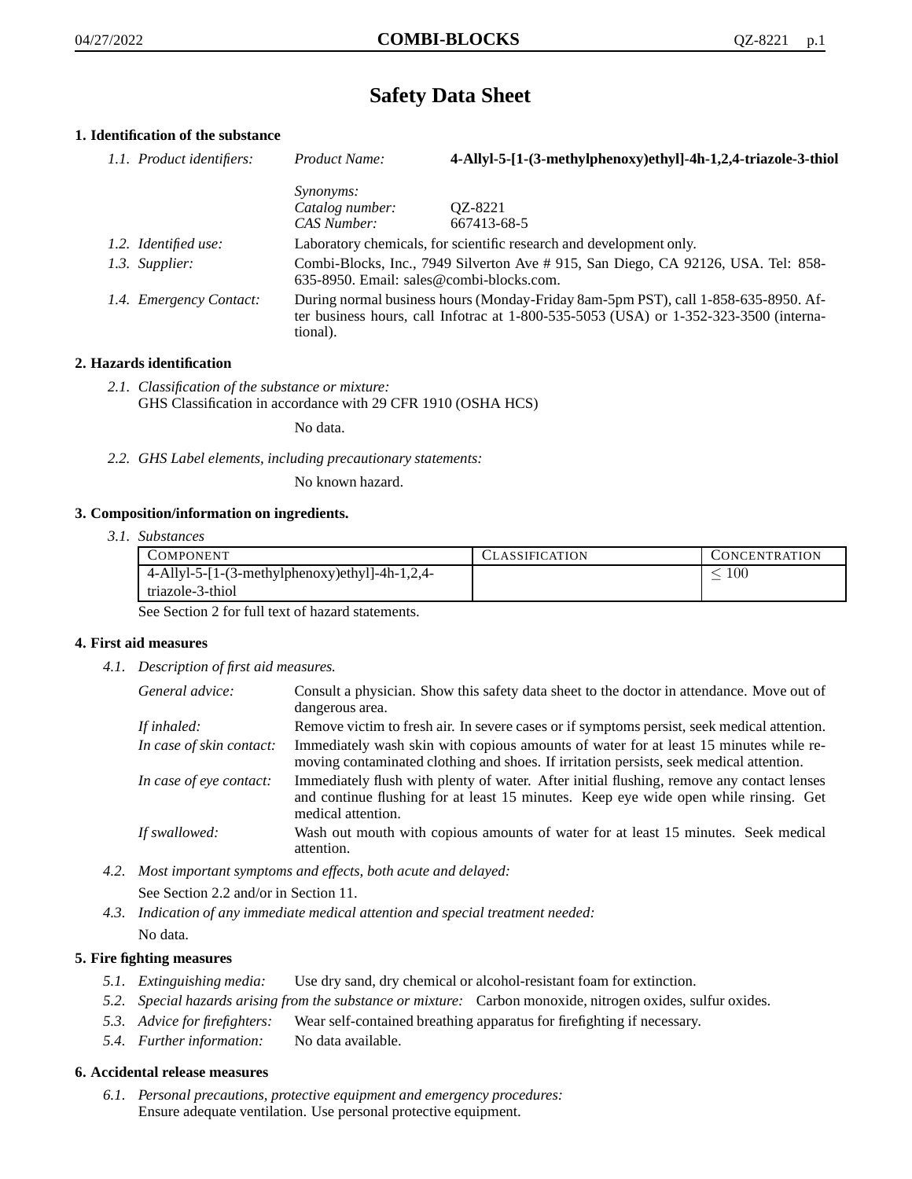# Safety Data Sheet

## 1. Identification of the substance

*1.1. Product identifiers:*

| | |
|---|---|
| *Product Name:* | **4-Allyl-5-[1-(3-methylphenoxy)ethyl]-4h-1,2,4-triazole-3-thiol** |
| *Synonyms:* | |
| *Catalog number:* | QZ-8221 |
| *CAS Number:* | 667413-68-5 |

*1.2. Identified use:* Laboratory chemicals, for scientific research and development only.

*1.3. Supplier:* Combi-Blocks, Inc., 7949 Silverton Ave # 915, San Diego, CA 92126, USA. Tel: 858-635-8950. Email: sales@combi-blocks.com.

*1.4. Emergency Contact:* During normal business hours (Monday-Friday 8am-5pm PST), call 1-858-635-8950. After business hours, call Infotrac at 1-800-535-5053 (USA) or 1-352-323-3500 (international).

## 2. Hazards identification

*2.1. Classification of the substance or mixture:*
GHS Classification in accordance with 29 CFR 1910 (OSHA HCS)

No data.

*2.2. GHS Label elements, including precautionary statements:*

No known hazard.

## 3. Composition/information on ingredients.

*3.1. Substances*

| Component | Classification | Concentration |
|---|---|---|
| 4-Allyl-5-[1-(3-methylphenoxy)ethyl]-4h-1,2,4-triazole-3-thiol | | $\leq 100$ |

See Section 2 for full text of hazard statements.

## 4. First aid measures

*4.1. Description of first aid measures.*

*General advice:* Consult a physician. Show this safety data sheet to the doctor in attendance. Move out of dangerous area.

*If inhaled:* Remove victim to fresh air. In severe cases or if symptoms persist, seek medical attention.

*In case of skin contact:* Immediately wash skin with copious amounts of water for at least 15 minutes while removing contaminated clothing and shoes. If irritation persists, seek medical attention.

*In case of eye contact:* Immediately flush with plenty of water. After initial flushing, remove any contact lenses and continue flushing for at least 15 minutes. Keep eye wide open while rinsing. Get medical attention.

*If swallowed:* Wash out mouth with copious amounts of water for at least 15 minutes. Seek medical attention.

*4.2. Most important symptoms and effects, both acute and delayed:*

See Section 2.2 and/or in Section 11.

*4.3. Indication of any immediate medical attention and special treatment needed:*

No data.

## 5. Fire fighting measures

*5.1. Extinguishing media:* Use dry sand, dry chemical or alcohol-resistant foam for extinction.

*5.2. Special hazards arising from the substance or mixture:* Carbon monoxide, nitrogen oxides, sulfur oxides.

*5.3. Advice for firefighters:* Wear self-contained breathing apparatus for firefighting if necessary.

*5.4. Further information:* No data available.

## 6. Accidental release measures

*6.1. Personal precautions, protective equipment and emergency procedures:*
Ensure adequate ventilation. Use personal protective equipment.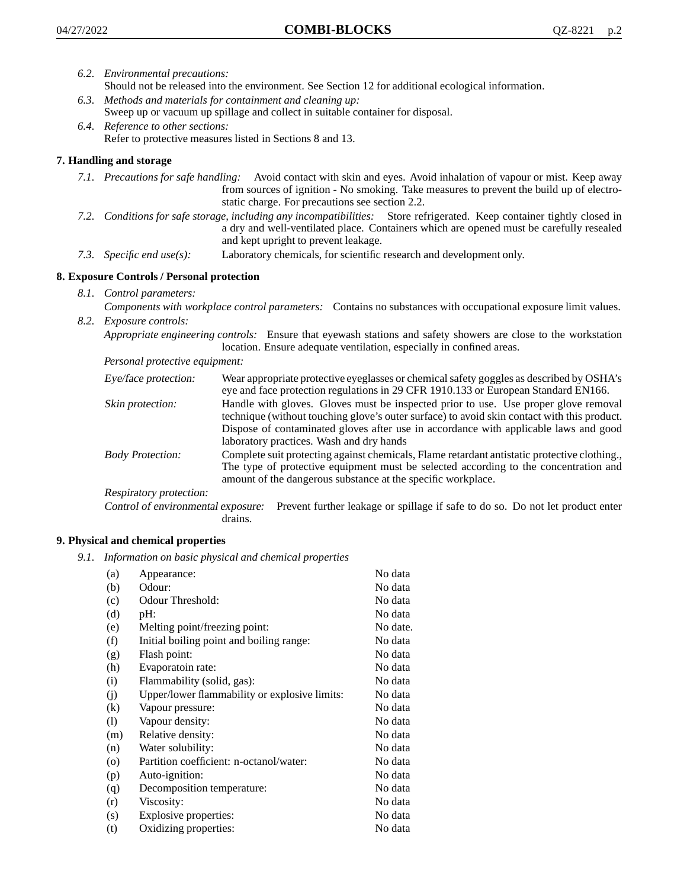6.2. *Environmental precautions:*
Should not be released into the environment. See Section 12 for additional ecological information.

6.3. *Methods and materials for containment and cleaning up:*
Sweep up or vacuum up spillage and collect in suitable container for disposal.

6.4. *Reference to other sections:*
Refer to protective measures listed in Sections 8 and 13.

## 7. Handling and storage

7.1. *Precautions for safe handling:* Avoid contact with skin and eyes. Avoid inhalation of vapour or mist. Keep away from sources of ignition - No smoking. Take measures to prevent the build up of electrostatic charge. For precautions see section 2.2.

7.2. *Conditions for safe storage, including any incompatibilities:* Store refrigerated. Keep container tightly closed in a dry and well-ventilated place. Containers which are opened must be carefully resealed and kept upright to prevent leakage.

7.3. *Specific end use(s):* Laboratory chemicals, for scientific research and development only.

## 8. Exposure Controls / Personal protection

8.1. *Control parameters:*
*Components with workplace control parameters:* Contains no substances with occupational exposure limit values.

8.2. *Exposure controls:*
*Appropriate engineering controls:* Ensure that eyewash stations and safety showers are close to the workstation location. Ensure adequate ventilation, especially in confined areas.

*Personal protective equipment:*

*Eye/face protection:* Wear appropriate protective eyeglasses or chemical safety goggles as described by OSHA's eye and face protection regulations in 29 CFR 1910.133 or European Standard EN166.

*Skin protection:* Handle with gloves. Gloves must be inspected prior to use. Use proper glove removal technique (without touching glove's outer surface) to avoid skin contact with this product. Dispose of contaminated gloves after use in accordance with applicable laws and good laboratory practices. Wash and dry hands

*Body Protection:* Complete suit protecting against chemicals, Flame retardant antistatic protective clothing., The type of protective equipment must be selected according to the concentration and amount of the dangerous substance at the specific workplace.

*Respiratory protection:*

*Control of environmental exposure:* Prevent further leakage or spillage if safe to do so. Do not let product enter drains.

## 9. Physical and chemical properties

9.1. *Information on basic physical and chemical properties*

| | | |
|---|---|---|
| (a) | Appearance: | No data |
| (b) | Odour: | No data |
| (c) | Odour Threshold: | No data |
| (d) | pH: | No data |
| (e) | Melting point/freezing point: | No date. |
| (f) | Initial boiling point and boiling range: | No data |
| (g) | Flash point: | No data |
| (h) | Evaporatoin rate: | No data |
| (i) | Flammability (solid, gas): | No data |
| (j) | Upper/lower flammability or explosive limits: | No data |
| (k) | Vapour pressure: | No data |
| (l) | Vapour density: | No data |
| (m) | Relative density: | No data |
| (n) | Water solubility: | No data |
| (o) | Partition coefficient: n-octanol/water: | No data |
| (p) | Auto-ignition: | No data |
| (q) | Decomposition temperature: | No data |
| (r) | Viscosity: | No data |
| (s) | Explosive properties: | No data |
| (t) | Oxidizing properties: | No data |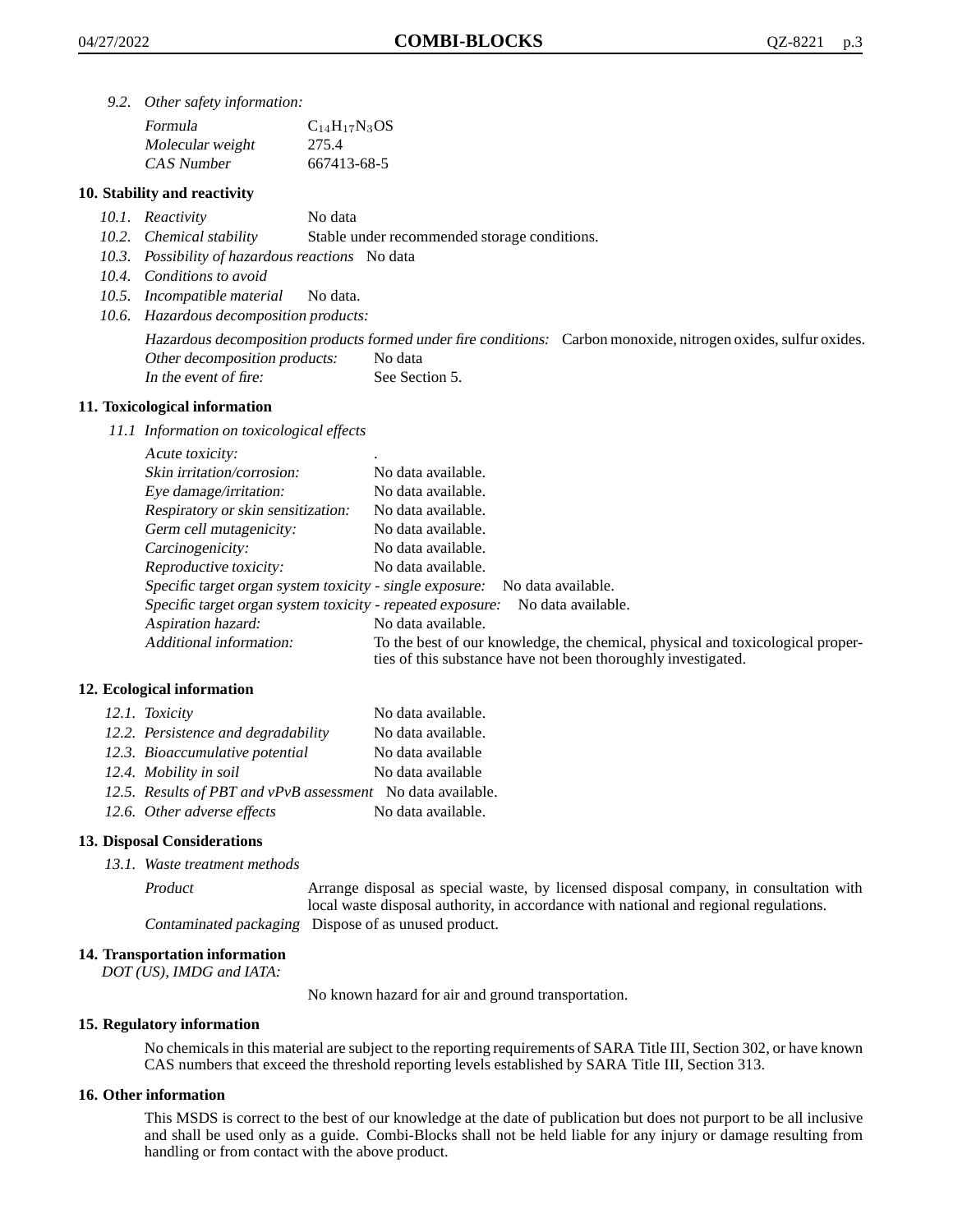*9.2. Other safety information:*

| | |
|---|---|
| *Formula* | $C_{14}H_{17}N_3OS$ |
| *Molecular weight* | 275.4 |
| *CAS Number* | 667413-68-5 |

## 10. Stability and reactivity

*10.1. Reactivity* No data

*10.2. Chemical stability* Stable under recommended storage conditions.

*10.3. Possibility of hazardous reactions* No data

*10.4. Conditions to avoid*

*10.5. Incompatible material* No data.

*10.6. Hazardous decomposition products:*

*Hazardous decomposition products formed under fire conditions:* Carbon monoxide, nitrogen oxides, sulfur oxides.
*Other decomposition products:* No data
*In the event of fire:* See Section 5.

## 11. Toxicological information

*11.1 Information on toxicological effects*

*Acute toxicity:* .
*Skin irritation/corrosion:* No data available.
*Eye damage/irritation:* No data available.
*Respiratory or skin sensitization:* No data available.
*Germ cell mutagenicity:* No data available.
*Carcinogenicity:* No data available.
*Reproductive toxicity:* No data available.
*Specific target organ system toxicity - single exposure:* No data available.
*Specific target organ system toxicity - repeated exposure:* No data available.
*Aspiration hazard:* No data available.
*Additional information:* To the best of our knowledge, the chemical, physical and toxicological properties of this substance have not been thoroughly investigated.

## 12. Ecological information

*12.1. Toxicity* No data available.
*12.2. Persistence and degradability* No data available.
*12.3. Bioaccumulative potential* No data available
*12.4. Mobility in soil* No data available
*12.5. Results of PBT and vPvB assessment* No data available.
*12.6. Other adverse effects* No data available.

## 13. Disposal Considerations

*13.1. Waste treatment methods*

*Product* Arrange disposal as special waste, by licensed disposal company, in consultation with local waste disposal authority, in accordance with national and regional regulations.
*Contaminated packaging* Dispose of as unused product.

## 14. Transportation information

*DOT (US), IMDG and IATA:*

No known hazard for air and ground transportation.

## 15. Regulatory information

No chemicals in this material are subject to the reporting requirements of SARA Title III, Section 302, or have known CAS numbers that exceed the threshold reporting levels established by SARA Title III, Section 313.

## 16. Other information

This MSDS is correct to the best of our knowledge at the date of publication but does not purport to be all inclusive and shall be used only as a guide. Combi-Blocks shall not be held liable for any injury or damage resulting from handling or from contact with the above product.